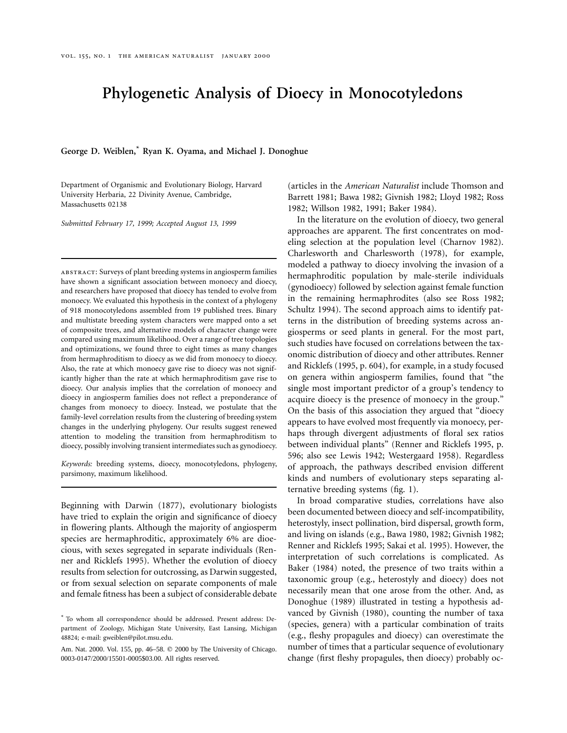# Phylogenetic Analysis of Dioecy in Monocotyledons

**George D. Weiblen,*[*] Ryan K. Oyama, and Michael J. Donoghue**

Department of Organismic and Evolutionary Biology, Harvard University Herbaria, 22 Divinity Avenue, Cambridge, Massachusetts 02138

*Submitted February 17, 1999; Accepted August 13, 1999*

---

ABSTRACT: Surveys of plant breeding systems in angiosperm families have shown a significant association between monoecy and dioecy, and researchers have proposed that dioecy has tended to evolve from monoecy. We evaluated this hypothesis in the context of a phylogeny of 918 monocotyledons assembled from 19 published trees. Binary and multistate breeding system characters were mapped onto a set of composite trees, and alternative models of character change were compared using maximum likelihood. Over a range of tree topologies and optimizations, we found three to eight times as many changes from hermaphroditism to dioecy as we did from monoecy to dioecy. Also, the rate at which monoecy gave rise to dioecy was not significantly higher than the rate at which hermaphroditism gave rise to dioecy. Our analysis implies that the correlation of monoecy and dioecy in angiosperm families does not reflect a preponderance of changes from monoecy to dioecy. Instead, we postulate that the family-level correlation results from the clustering of breeding system changes in the underlying phylogeny. Our results suggest renewed attention to modeling the transition from hermaphroditism to dioecy, possibly involving transient intermediates such as gynodioecy.

*Keywords:* breeding systems, dioecy, monocotyledons, phylogeny, parsimony, maximum likelihood.

---

Beginning with Darwin (1877), evolutionary biologists have tried to explain the origin and significance of dioecy in flowering plants. Although the majority of angiosperm species are hermaphroditic, approximately 6% are dioecious, with sexes segregated in separate individuals (Renner and Ricklefs 1995). Whether the evolution of dioecy results from selection for outcrossing, as Darwin suggested, or from sexual selection on separate components of male and female fitness has been a subject of considerable debate (articles in the *American Naturalist* include Thomson and Barrett 1981; Bawa 1982; Givnish 1982; Lloyd 1982; Ross 1982; Willson 1982, 1991; Baker 1984).

In the literature on the evolution of dioecy, two general approaches are apparent. The first concentrates on modeling selection at the population level (Charnov 1982). Charlesworth and Charlesworth (1978), for example, modeled a pathway to dioecy involving the invasion of a hermaphroditic population by male-sterile individuals (gynodioecy) followed by selection against female function in the remaining hermaphrodites (also see Ross 1982; Schultz 1994). The second approach aims to identify patterns in the distribution of breeding systems across angiosperms or seed plants in general. For the most part, such studies have focused on correlations between the taxonomic distribution of dioecy and other attributes. Renner and Ricklefs (1995, p. 604), for example, in a study focused on genera within angiosperm families, found that "the single most important predictor of a group's tendency to acquire dioecy is the presence of monoecy in the group." On the basis of this association they argued that "dioecy appears to have evolved most frequently via monoecy, perhaps through divergent adjustments of floral sex ratios between individual plants" (Renner and Ricklefs 1995, p. 596; also see Lewis 1942; Westergaard 1958). Regardless of approach, the pathways described envision different kinds and numbers of evolutionary steps separating alternative breeding systems (fig. 1).

In broad comparative studies, correlations have also been documented between dioecy and self-incompatibility, heterostyly, insect pollination, bird dispersal, growth form, and living on islands (e.g., Bawa 1980, 1982; Givnish 1982; Renner and Ricklefs 1995; Sakai et al. 1995). However, the interpretation of such correlations is complicated. As Baker (1984) noted, the presence of two traits within a taxonomic group (e.g., heterostyly and dioecy) does not necessarily mean that one arose from the other. And, as Donoghue (1989) illustrated in testing a hypothesis advanced by Givnish (1980), counting the number of taxa (species, genera) with a particular combination of traits (e.g., fleshy propagules and dioecy) can overestimate the number of times that a particular sequence of evolutionary change (first fleshy propagules, then dioecy) probably oc-

[*] To whom all correspondence should be addressed. Present address: Department of Zoology, Michigan State University, East Lansing, Michigan 48824; e-mail: gweiblen@pilot.msu.edu.

Am. Nat. 2000. Vol. 155, pp. 46–58. © 2000 by The University of Chicago. 0003-0147/2000/15501-0005$03.00. All rights reserved.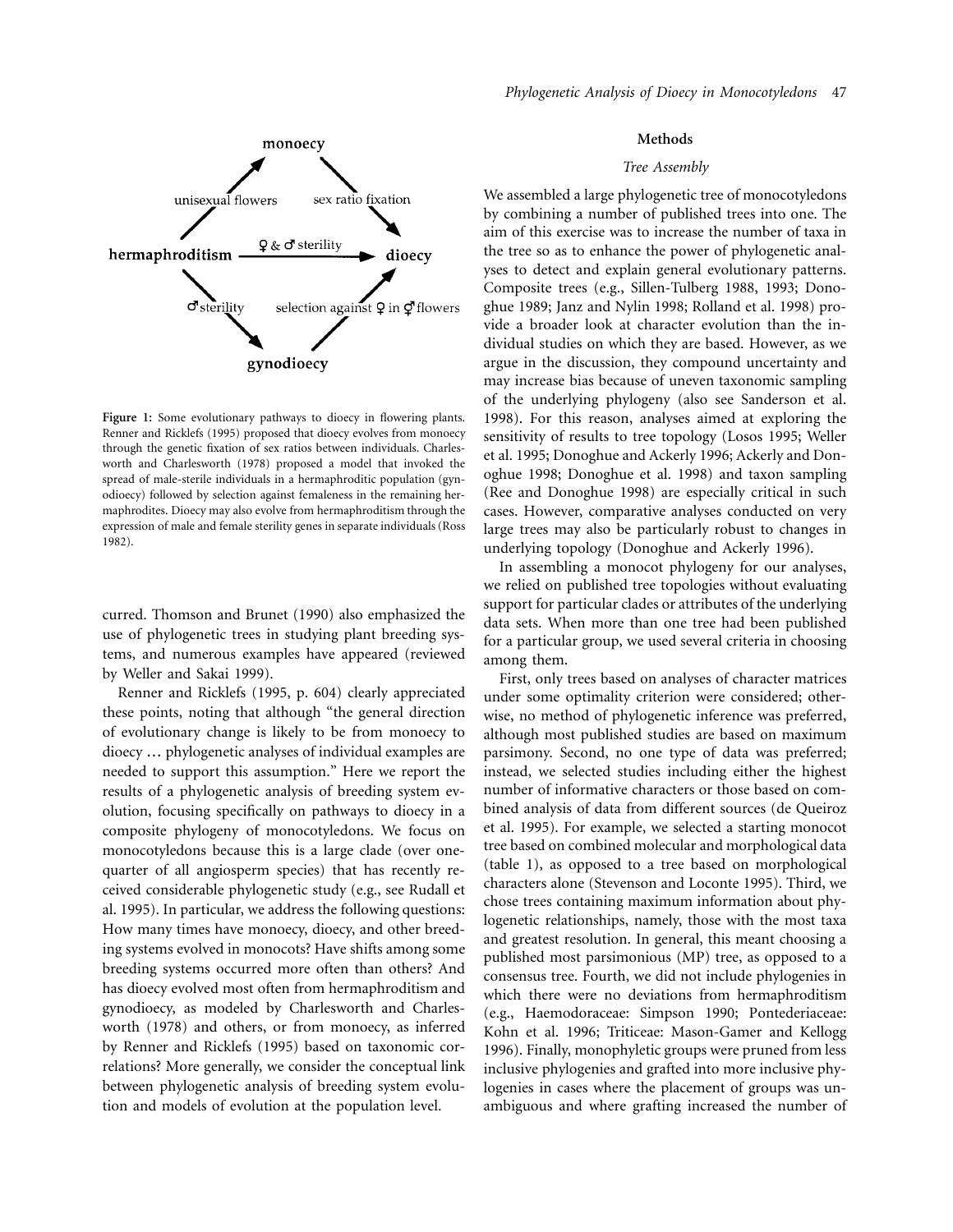**Figure 1:** Some evolutionary pathways to dioecy in flowering plants. Renner and Ricklefs (1995) proposed that dioecy evolves from monoecy through the genetic fixation of sex ratios between individuals. Charlesworth and Charlesworth (1978) proposed a model that invoked the spread of male-sterile individuals in a hermaphroditic population (gynodioecy) followed by selection against femaleness in the remaining hermaphrodites. Dioecy may also evolve from hermaphroditism through the expression of male and female sterility genes in separate individuals (Ross 1982).

curred. Thomson and Brunet (1990) also emphasized the use of phylogenetic trees in studying plant breeding systems, and numerous examples have appeared (reviewed by Weller and Sakai 1999).

Renner and Ricklefs (1995, p. 604) clearly appreciated these points, noting that although "the general direction of evolutionary change is likely to be from monoecy to dioecy … phylogenetic analyses of individual examples are needed to support this assumption." Here we report the results of a phylogenetic analysis of breeding system evolution, focusing specifically on pathways to dioecy in a composite phylogeny of monocotyledons. We focus on monocotyledons because this is a large clade (over one-quarter of all angiosperm species) that has recently received considerable phylogenetic study (e.g., see Rudall et al. 1995). In particular, we address the following questions: How many times have monoecy, dioecy, and other breeding systems evolved in monocots? Have shifts among some breeding systems occurred more often than others? And has dioecy evolved most often from hermaphroditism and gynodioecy, as modeled by Charlesworth and Charlesworth (1978) and others, or from monoecy, as inferred by Renner and Ricklefs (1995) based on taxonomic correlations? More generally, we consider the conceptual link between phylogenetic analysis of breeding system evolution and models of evolution at the population level.

## Methods

### *Tree Assembly*

We assembled a large phylogenetic tree of monocotyledons by combining a number of published trees into one. The aim of this exercise was to increase the number of taxa in the tree so as to enhance the power of phylogenetic analyses to detect and explain general evolutionary patterns. Composite trees (e.g., Sillen-Tulberg 1988, 1993; Donoghue 1989; Janz and Nylin 1998; Rolland et al. 1998) provide a broader look at character evolution than the individual studies on which they are based. However, as we argue in the discussion, they compound uncertainty and may increase bias because of uneven taxonomic sampling of the underlying phylogeny (also see Sanderson et al. 1998). For this reason, analyses aimed at exploring the sensitivity of results to tree topology (Losos 1995; Weller et al. 1995; Donoghue and Ackerly 1996; Ackerly and Donoghue 1998; Donoghue et al. 1998) and taxon sampling (Ree and Donoghue 1998) are especially critical in such cases. However, comparative analyses conducted on very large trees may also be particularly robust to changes in underlying topology (Donoghue and Ackerly 1996).

In assembling a monocot phylogeny for our analyses, we relied on published tree topologies without evaluating support for particular clades or attributes of the underlying data sets. When more than one tree had been published for a particular group, we used several criteria in choosing among them.

First, only trees based on analyses of character matrices under some optimality criterion were considered; otherwise, no method of phylogenetic inference was preferred, although most published studies are based on maximum parsimony. Second, no one type of data was preferred; instead, we selected studies including either the highest number of informative characters or those based on combined analysis of data from different sources (de Queiroz et al. 1995). For example, we selected a starting monocot tree based on combined molecular and morphological data (table 1), as opposed to a tree based on morphological characters alone (Stevenson and Loconte 1995). Third, we chose trees containing maximum information about phylogenetic relationships, namely, those with the most taxa and greatest resolution. In general, this meant choosing a published most parsimonious (MP) tree, as opposed to a consensus tree. Fourth, we did not include phylogenies in which there were no deviations from hermaphroditism (e.g., Haemodoraceae: Simpson 1990; Pontederiaceae: Kohn et al. 1996; Triticeae: Mason-Gamer and Kellogg 1996). Finally, monophyletic groups were pruned from less inclusive phylogenies and grafted into more inclusive phylogenies in cases where the placement of groups was unambiguous and where grafting increased the number of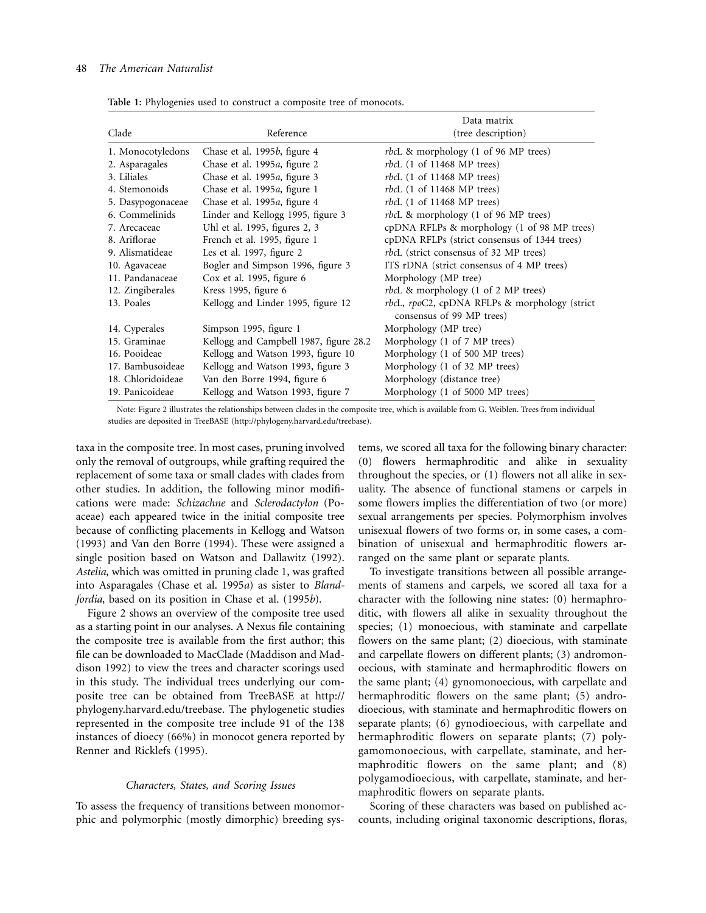**Table 1:** Phylogenies used to construct a composite tree of monocots.

| Clade | Reference | Data matrix (tree description) |
|---|---|---|
| 1. Monocotyledons | Chase et al. 1995*b*, figure 4 | *rbc*L & morphology (1 of 96 MP trees) |
| 2. Asparagales | Chase et al. 1995*a*, figure 2 | *rbc*L (1 of 11468 MP trees) |
| 3. Liliales | Chase et al. 1995*a*, figure 3 | *rbc*L (1 of 11468 MP trees) |
| 4. Stemonoids | Chase et al. 1995*a*, figure 1 | *rbc*L (1 of 11468 MP trees) |
| 5. Dasypogonaceae | Chase et al. 1995*a*, figure 4 | *rbc*L (1 of 11468 MP trees) |
| 6. Commelinids | Linder and Kellogg 1995, figure 3 | *rbc*L & morphology (1 of 96 MP trees) |
| 7. Arecaceae | Uhl et al. 1995, figures 2, 3 | cpDNA RFLPs & morphology (1 of 98 MP trees) |
| 8. Ariflorae | French et al. 1995, figure 1 | cpDNA RFLPs (strict consensus of 1344 trees) |
| 9. Alismatideae | Les et al. 1997, figure 2 | *rbc*L (strict consensus of 32 MP trees) |
| 10. Agavaceae | Bogler and Simpson 1996, figure 3 | ITS rDNA (strict consensus of 4 MP trees) |
| 11. Pandanaceae | Cox et al. 1995, figure 6 | Morphology (MP tree) |
| 12. Zingiberales | Kress 1995, figure 6 | *rbc*L & morphology (1 of 2 MP trees) |
| 13. Poales | Kellogg and Linder 1995, figure 12 | *rbc*L, *rpo*C2, cpDNA RFLPs & morphology (strict consensus of 99 MP trees) |
| 14. Cyperales | Simpson 1995, figure 1 | Morphology (MP tree) |
| 15. Graminae | Kellogg and Campbell 1987, figure 28.2 | Morphology (1 of 7 MP trees) |
| 16. Pooideae | Kellogg and Watson 1993, figure 10 | Morphology (1 of 500 MP trees) |
| 17. Bambusoideae | Kellogg and Watson 1993, figure 3 | Morphology (1 of 32 MP trees) |
| 18. Chloridoideae | Van den Borre 1994, figure 6 | Morphology (distance tree) |
| 19. Panicoideae | Kellogg and Watson 1993, figure 7 | Morphology (1 of 5000 MP trees) |

Note: Figure 2 illustrates the relationships between clades in the composite tree, which is available from G. Weiblen. Trees from individual studies are deposited in TreeBASE (http://phylogeny.harvard.edu/treebase).

taxa in the composite tree. In most cases, pruning involved only the removal of outgroups, while grafting required the replacement of some taxa or small clades with clades from other studies. In addition, the following minor modifications were made: *Schizachne* and *Sclerodactylon* (Poaceae) each appeared twice in the initial composite tree because of conflicting placements in Kellogg and Watson (1993) and Van den Borre (1994). These were assigned a single position based on Watson and Dallawitz (1992). *Astelia*, which was omitted in pruning clade 1, was grafted into Asparagales (Chase et al. 1995*a*) as sister to *Blandfordia*, based on its position in Chase et al. (1995*b*).

Figure 2 shows an overview of the composite tree used as a starting point in our analyses. A Nexus file containing the composite tree is available from the first author; this file can be downloaded to MacClade (Maddison and Maddison 1992) to view the trees and character scorings used in this study. The individual trees underlying our composite tree can be obtained from TreeBASE at http://phylogeny.harvard.edu/treebase. The phylogenetic studies represented in the composite tree include 91 of the 138 instances of dioecy (66%) in monocot genera reported by Renner and Ricklefs (1995).

### *Characters, States, and Scoring Issues*

To assess the frequency of transitions between monomorphic and polymorphic (mostly dimorphic) breeding systems, we scored all taxa for the following binary character: (0) flowers hermaphroditic and alike in sexuality throughout the species, or (1) flowers not all alike in sexuality. The absence of functional stamens or carpels in some flowers implies the differentiation of two (or more) sexual arrangements per species. Polymorphism involves unisexual flowers of two forms or, in some cases, a combination of unisexual and hermaphroditic flowers arranged on the same plant or separate plants.

To investigate transitions between all possible arrangements of stamens and carpels, we scored all taxa for a character with the following nine states: (0) hermaphroditic, with flowers all alike in sexuality throughout the species; (1) monoecious, with staminate and carpellate flowers on the same plant; (2) dioecious, with staminate and carpellate flowers on different plants; (3) andromonoecious, with staminate and hermaphroditic flowers on the same plant; (4) gynomonoecious, with carpellate and hermaphroditic flowers on the same plant; (5) androdioecious, with staminate and hermaphroditic flowers on separate plants; (6) gynodioecious, with carpellate and hermaphroditic flowers on separate plants; (7) polygamomonoecious, with carpellate, staminate, and hermaphroditic flowers on the same plant; and (8) polygamodioecious, with carpellate, staminate, and hermaphroditic flowers on separate plants.

Scoring of these characters was based on published accounts, including original taxonomic descriptions, floras,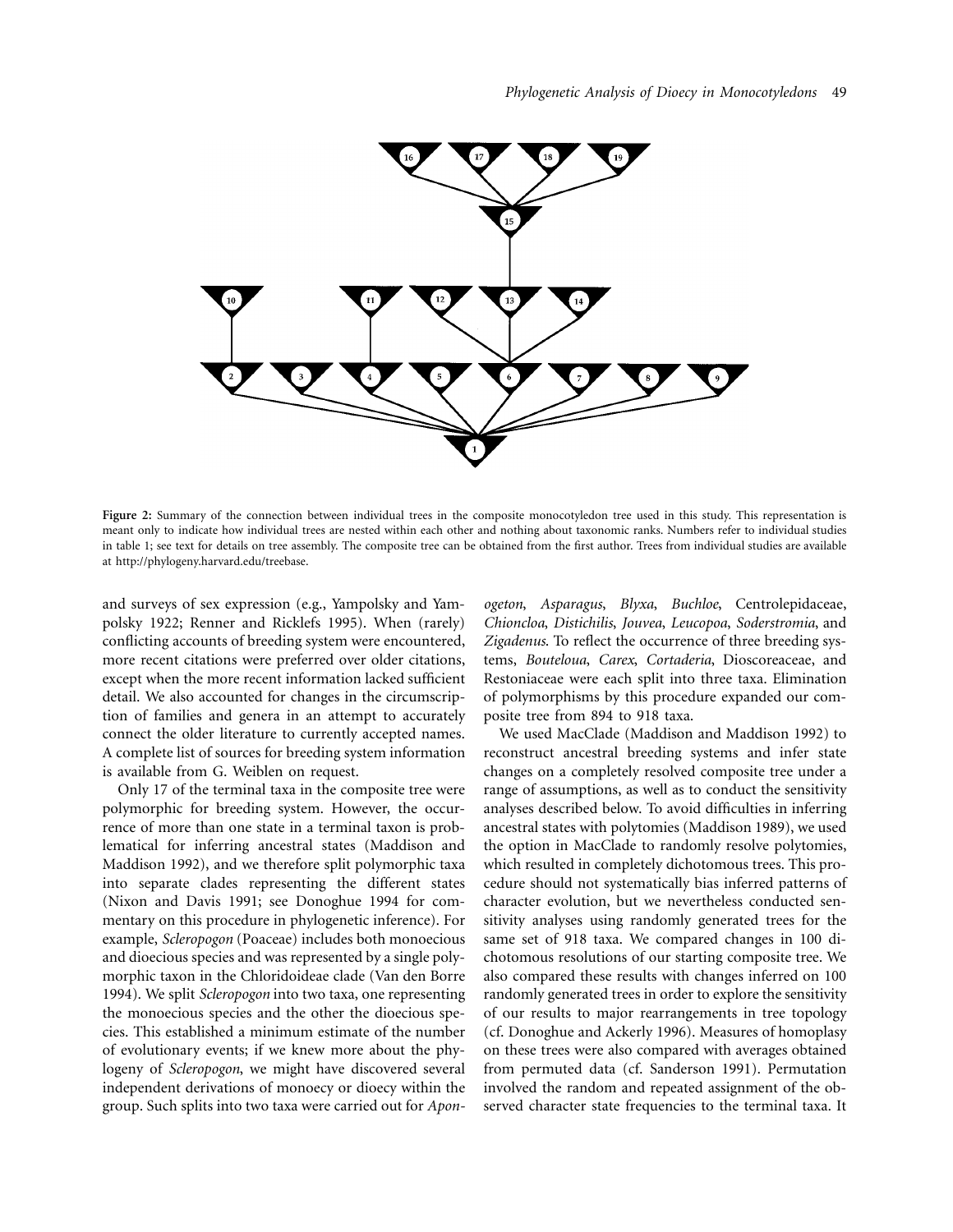**Figure 2:** Summary of the connection between individual trees in the composite monocotyledon tree used in this study. This representation is meant only to indicate how individual trees are nested within each other and nothing about taxonomic ranks. Numbers refer to individual studies in table 1; see text for details on tree assembly. The composite tree can be obtained from the first author. Trees from individual studies are available at http://phylogeny.harvard.edu/treebase.

and surveys of sex expression (e.g., Yampolsky and Yampolsky 1922; Renner and Ricklefs 1995). When (rarely) conflicting accounts of breeding system were encountered, more recent citations were preferred over older citations, except when the more recent information lacked sufficient detail. We also accounted for changes in the circumscription of families and genera in an attempt to accurately connect the older literature to currently accepted names. A complete list of sources for breeding system information is available from G. Weiblen on request.

Only 17 of the terminal taxa in the composite tree were polymorphic for breeding system. However, the occurrence of more than one state in a terminal taxon is problematical for inferring ancestral states (Maddison and Maddison 1992), and we therefore split polymorphic taxa into separate clades representing the different states (Nixon and Davis 1991; see Donoghue 1994 for commentary on this procedure in phylogenetic inference). For example, *Scleropogon* (Poaceae) includes both monoecious and dioecious species and was represented by a single polymorphic taxon in the Chloridoideae clade (Van den Borre 1994). We split *Scleropogon* into two taxa, one representing the monoecious species and the other the dioecious species. This established a minimum estimate of the number of evolutionary events; if we knew more about the phylogeny of *Scleropogon*, we might have discovered several independent derivations of monoecy or dioecy within the group. Such splits into two taxa were carried out for *Aponogeton*, *Asparagus*, *Blyxa*, *Buchloe*, Centrolepidaceae, *Chioncloa*, *Distichilis*, *Jouvea*, *Leucopoa*, *Soderstromia*, and *Zigadenus*. To reflect the occurrence of three breeding systems, *Bouteloua*, *Carex*, *Cortaderia*, Dioscoreaceae, and Restoniaceae were each split into three taxa. Elimination of polymorphisms by this procedure expanded our composite tree from 894 to 918 taxa.

We used MacClade (Maddison and Maddison 1992) to reconstruct ancestral breeding systems and infer state changes on a completely resolved composite tree under a range of assumptions, as well as to conduct the sensitivity analyses described below. To avoid difficulties in inferring ancestral states with polytomies (Maddison 1989), we used the option in MacClade to randomly resolve polytomies, which resulted in completely dichotomous trees. This procedure should not systematically bias inferred patterns of character evolution, but we nevertheless conducted sensitivity analyses using randomly generated trees for the same set of 918 taxa. We compared changes in 100 dichotomous resolutions of our starting composite tree. We also compared these results with changes inferred on 100 randomly generated trees in order to explore the sensitivity of our results to major rearrangements in tree topology (cf. Donoghue and Ackerly 1996). Measures of homoplasy on these trees were also compared with averages obtained from permuted data (cf. Sanderson 1991). Permutation involved the random and repeated assignment of the observed character state frequencies to the terminal taxa. It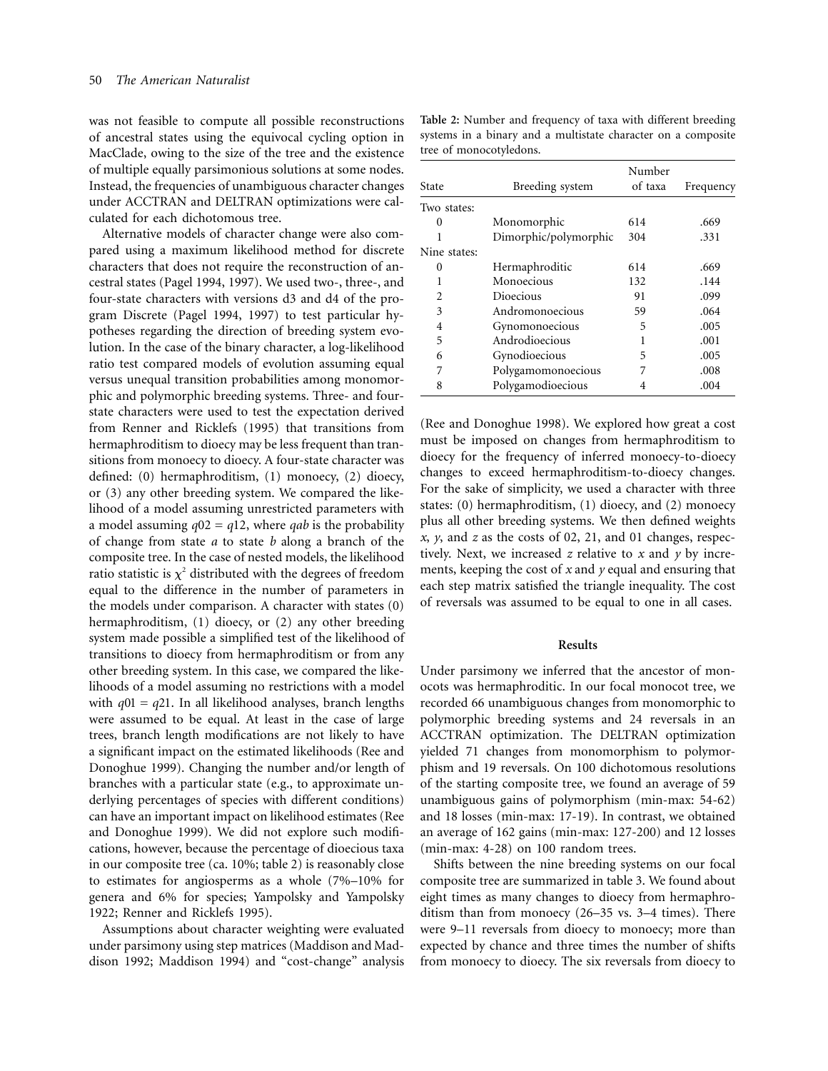was not feasible to compute all possible reconstructions of ancestral states using the equivocal cycling option in MacClade, owing to the size of the tree and the existence of multiple equally parsimonious solutions at some nodes. Instead, the frequencies of unambiguous character changes under ACCTRAN and DELTRAN optimizations were calculated for each dichotomous tree.

Alternative models of character change were also compared using a maximum likelihood method for discrete characters that does not require the reconstruction of ancestral states (Pagel 1994, 1997). We used two-, three-, and four-state characters with versions d3 and d4 of the program Discrete (Pagel 1994, 1997) to test particular hypotheses regarding the direction of breeding system evolution. In the case of the binary character, a log-likelihood ratio test compared models of evolution assuming equal versus unequal transition probabilities among monomorphic and polymorphic breeding systems. Three- and four-state characters were used to test the expectation derived from Renner and Ricklefs (1995) that transitions from hermaphroditism to dioecy may be less frequent than transitions from monoecy to dioecy. A four-state character was defined: (0) hermaphroditism, (1) monoecy, (2) dioecy, or (3) any other breeding system. We compared the likelihood of a model assuming unrestricted parameters with a model assuming $q02 = q12$, where $qab$ is the probability of change from state $a$ to state $b$ along a branch of the composite tree. In the case of nested models, the likelihood ratio statistic is $\chi^2$ distributed with the degrees of freedom equal to the difference in the number of parameters in the models under comparison. A character with states (0) hermaphroditism, (1) dioecy, or (2) any other breeding system made possible a simplified test of the likelihood of transitions to dioecy from hermaphroditism or from any other breeding system. In this case, we compared the likelihoods of a model assuming no restrictions with a model with $q01 = q21$. In all likelihood analyses, branch lengths were assumed to be equal. At least in the case of large trees, branch length modifications are not likely to have a significant impact on the estimated likelihoods (Ree and Donoghue 1999). Changing the number and/or length of branches with a particular state (e.g., to approximate underlying percentages of species with different conditions) can have an important impact on likelihood estimates (Ree and Donoghue 1999). We did not explore such modifications, however, because the percentage of dioecious taxa in our composite tree (ca. 10%; table 2) is reasonably close to estimates for angiosperms as a whole (7%–10% for genera and 6% for species; Yampolsky and Yampolsky 1922; Renner and Ricklefs 1995).

Assumptions about character weighting were evaluated under parsimony using step matrices (Maddison and Maddison 1992; Maddison 1994) and "cost-change" analysis

**Table 2:** Number and frequency of taxa with different breeding systems in a binary and a multistate character on a composite tree of monocotyledons.

| State | Breeding system | Number of taxa | Frequency |
|---|---|---|---|
| Two states: | | | |
| 0 | Monomorphic | 614 | .669 |
| 1 | Dimorphic/polymorphic | 304 | .331 |
| Nine states: | | | |
| 0 | Hermaphroditic | 614 | .669 |
| 1 | Monoecious | 132 | .144 |
| 2 | Dioecious | 91 | .099 |
| 3 | Andromonoecious | 59 | .064 |
| 4 | Gynomonoecious | 5 | .005 |
| 5 | Androdioecious | 1 | .001 |
| 6 | Gynodioecious | 5 | .005 |
| 7 | Polygamomonoecious | 7 | .008 |
| 8 | Polygamodioecious | 4 | .004 |

(Ree and Donoghue 1998). We explored how great a cost must be imposed on changes from hermaphroditism to dioecy for the frequency of inferred monoecy-to-dioecy changes to exceed hermaphroditism-to-dioecy changes. For the sake of simplicity, we used a character with three states: (0) hermaphroditism, (1) dioecy, and (2) monoecy plus all other breeding systems. We then defined weights $x$, $y$, and $z$ as the costs of 02, 21, and 01 changes, respectively. Next, we increased $z$ relative to $x$ and $y$ by increments, keeping the cost of $x$ and $y$ equal and ensuring that each step matrix satisfied the triangle inequality. The cost of reversals was assumed to be equal to one in all cases.

## Results

Under parsimony we inferred that the ancestor of monocots was hermaphroditic. In our focal monocot tree, we recorded 66 unambiguous changes from monomorphic to polymorphic breeding systems and 24 reversals in an ACCTRAN optimization. The DELTRAN optimization yielded 71 changes from monomorphism to polymorphism and 19 reversals. On 100 dichotomous resolutions of the starting composite tree, we found an average of 59 unambiguous gains of polymorphism (min-max: 54-62) and 18 losses (min-max: 17-19). In contrast, we obtained an average of 162 gains (min-max: 127-200) and 12 losses (min-max: 4-28) on 100 random trees.

Shifts between the nine breeding systems on our focal composite tree are summarized in table 3. We found about eight times as many changes to dioecy from hermaphroditism than from monoecy (26–35 vs. 3–4 times). There were 9–11 reversals from dioecy to monoecy; more than expected by chance and three times the number of shifts from monoecy to dioecy. The six reversals from dioecy to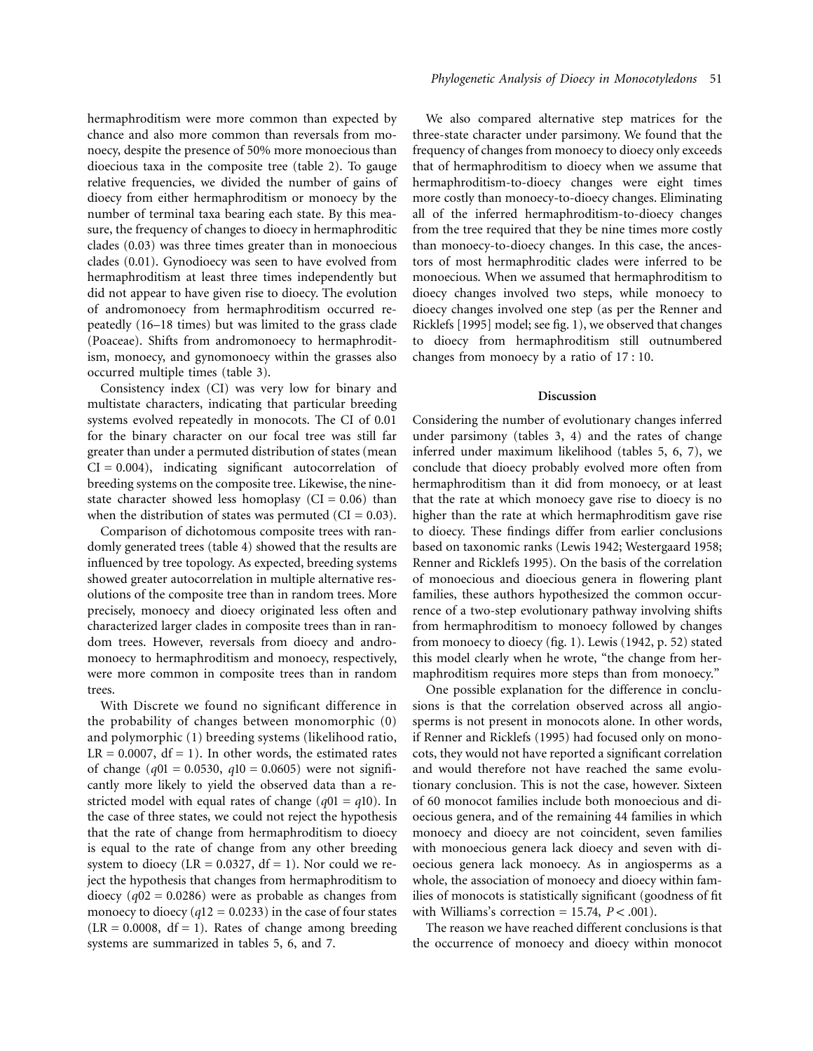hermaphroditism were more common than expected by chance and also more common than reversals from monoecy, despite the presence of 50% more monoecious than dioecious taxa in the composite tree (table 2). To gauge relative frequencies, we divided the number of gains of dioecy from either hermaphroditism or monoecy by the number of terminal taxa bearing each state. By this measure, the frequency of changes to dioecy in hermaphroditic clades (0.03) was three times greater than in monoecious clades (0.01). Gynodioecy was seen to have evolved from hermaphroditism at least three times independently but did not appear to have given rise to dioecy. The evolution of andromonoecy from hermaphroditism occurred repeatedly (16–18 times) but was limited to the grass clade (Poaceae). Shifts from andromonoecy to hermaphroditism, monoecy, and gynomonoecy within the grasses also occurred multiple times (table 3).

Consistency index (CI) was very low for binary and multistate characters, indicating that particular breeding systems evolved repeatedly in monocots. The CI of 0.01 for the binary character on our focal tree was still far greater than under a permuted distribution of states (mean CI = 0.004), indicating significant autocorrelation of breeding systems on the composite tree. Likewise, the nine-state character showed less homoplasy (CI = 0.06) than when the distribution of states was permuted (CI = 0.03).

Comparison of dichotomous composite trees with randomly generated trees (table 4) showed that the results are influenced by tree topology. As expected, breeding systems showed greater autocorrelation in multiple alternative resolutions of the composite tree than in random trees. More precisely, monoecy and dioecy originated less often and characterized larger clades in composite trees than in random trees. However, reversals from dioecy and andromonoecy to hermaphroditism and monoecy, respectively, were more common in composite trees than in random trees.

With Discrete we found no significant difference in the probability of changes between monomorphic (0) and polymorphic (1) breeding systems (likelihood ratio, LR = 0.0007, df = 1). In other words, the estimated rates of change ($q01 = 0.0530$, $q10 = 0.0605$) were not significantly more likely to yield the observed data than a restricted model with equal rates of change ($q01 = q10$). In the case of three states, we could not reject the hypothesis that the rate of change from hermaphroditism to dioecy is equal to the rate of change from any other breeding system to dioecy (LR = 0.0327, df = 1). Nor could we reject the hypothesis that changes from hermaphroditism to dioecy ($q02 = 0.0286$) were as probable as changes from monoecy to dioecy ($q12 = 0.0233$) in the case of four states (LR = 0.0008, df = 1). Rates of change among breeding systems are summarized in tables 5, 6, and 7.

We also compared alternative step matrices for the three-state character under parsimony. We found that the frequency of changes from monoecy to dioecy only exceeds that of hermaphroditism to dioecy when we assume that hermaphroditism-to-dioecy changes were eight times more costly than monoecy-to-dioecy changes. Eliminating all of the inferred hermaphroditism-to-dioecy changes from the tree required that they be nine times more costly than monoecy-to-dioecy changes. In this case, the ancestors of most hermaphroditic clades were inferred to be monoecious. When we assumed that hermaphroditism to dioecy changes involved two steps, while monoecy to dioecy changes involved one step (as per the Renner and Ricklefs [1995] model; see fig. 1), we observed that changes to dioecy from hermaphroditism still outnumbered changes from monoecy by a ratio of 17 : 10.

## Discussion

Considering the number of evolutionary changes inferred under parsimony (tables 3, 4) and the rates of change inferred under maximum likelihood (tables 5, 6, 7), we conclude that dioecy probably evolved more often from hermaphroditism than it did from monoecy, or at least that the rate at which monoecy gave rise to dioecy is no higher than the rate at which hermaphroditism gave rise to dioecy. These findings differ from earlier conclusions based on taxonomic ranks (Lewis 1942; Westergaard 1958; Renner and Ricklefs 1995). On the basis of the correlation of monoecious and dioecious genera in flowering plant families, these authors hypothesized the common occurrence of a two-step evolutionary pathway involving shifts from hermaphroditism to monoecy followed by changes from monoecy to dioecy (fig. 1). Lewis (1942, p. 52) stated this model clearly when he wrote, "the change from hermaphroditism requires more steps than from monoecy."

One possible explanation for the difference in conclusions is that the correlation observed across all angiosperms is not present in monocots alone. In other words, if Renner and Ricklefs (1995) had focused only on monocots, they would not have reported a significant correlation and would therefore not have reached the same evolutionary conclusion. This is not the case, however. Sixteen of 60 monocot families include both monoecious and dioecious genera, and of the remaining 44 families in which monoecy and dioecy are not coincident, seven families with monoecious genera lack dioecy and seven with dioecious genera lack monoecy. As in angiosperms as a whole, the association of monoecy and dioecy within families of monocots is statistically significant (goodness of fit with Williams's correction = 15.74, $P < .001$).

The reason we have reached different conclusions is that the occurrence of monoecy and dioecy within monocot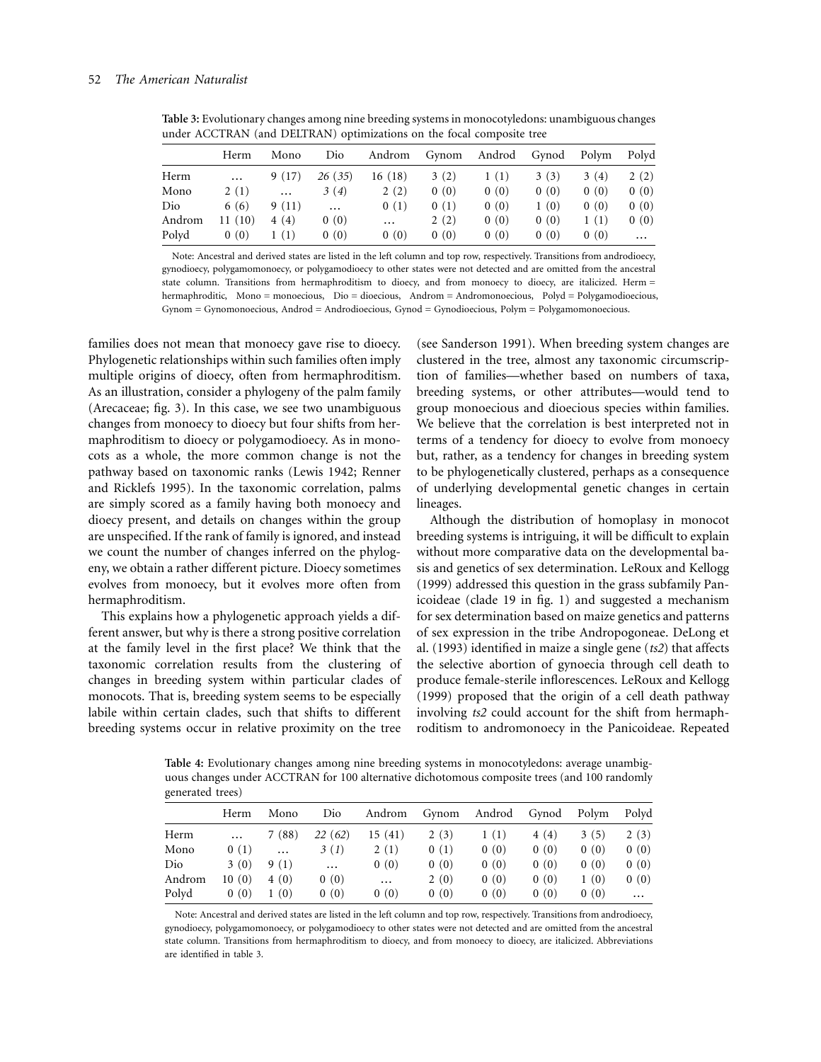**Table 3:** Evolutionary changes among nine breeding systems in monocotyledons: unambiguous changes under ACCTRAN (and DELTRAN) optimizations on the focal composite tree

| | Herm | Mono | Dio | Androm | Gynom | Androd | Gynod | Polym | Polyd |
|---|---|---|---|---|---|---|---|---|---|
| Herm | … | 9 (17) | *26 (35)* | 16 (18) | 3 (2) | 1 (1) | 3 (3) | 3 (4) | 2 (2) |
| Mono | 2 (1) | … | *3 (4)* | 2 (2) | 0 (0) | 0 (0) | 0 (0) | 0 (0) | 0 (0) |
| Dio | 6 (6) | 9 (11) | … | 0 (1) | 0 (1) | 0 (0) | 1 (0) | 0 (0) | 0 (0) |
| Androm | 11 (10) | 4 (4) | 0 (0) | … | 2 (2) | 0 (0) | 0 (0) | 1 (1) | 0 (0) |
| Polyd | 0 (0) | 1 (1) | 0 (0) | 0 (0) | 0 (0) | 0 (0) | 0 (0) | 0 (0) | … |

Note: Ancestral and derived states are listed in the left column and top row, respectively. Transitions from androdioecy, gynodioecy, polygamomonoecy, or polygamodioecy to other states were not detected and are omitted from the ancestral state column. Transitions from hermaphroditism to dioecy, and from monoecy to dioecy, are italicized. Herm = hermaphroditic, Mono = monoecious, Dio = dioecious, Androm = Andromonoecious, Polyd = Polygamodioecious, Gynom = Gynomonoecious, Androd = Androdioecious, Gynod = Gynodioecious, Polym = Polygamomonoecious.

families does not mean that monoecy gave rise to dioecy. Phylogenetic relationships within such families often imply multiple origins of dioecy, often from hermaphroditism. As an illustration, consider a phylogeny of the palm family (Arecaceae; fig. 3). In this case, we see two unambiguous changes from monoecy to dioecy but four shifts from hermaphroditism to dioecy or polygamodioecy. As in monocots as a whole, the more common change is not the pathway based on taxonomic ranks (Lewis 1942; Renner and Ricklefs 1995). In the taxonomic correlation, palms are simply scored as a family having both monoecy and dioecy present, and details on changes within the group are unspecified. If the rank of family is ignored, and instead we count the number of changes inferred on the phylogeny, we obtain a rather different picture. Dioecy sometimes evolves from monoecy, but it evolves more often from hermaphroditism.

This explains how a phylogenetic approach yields a different answer, but why is there a strong positive correlation at the family level in the first place? We think that the taxonomic correlation results from the clustering of changes in breeding system within particular clades of monocots. That is, breeding system seems to be especially labile within certain clades, such that shifts to different breeding systems occur in relative proximity on the tree (see Sanderson 1991). When breeding system changes are clustered in the tree, almost any taxonomic circumscription of families—whether based on numbers of taxa, breeding systems, or other attributes—would tend to group monoecious and dioecious species within families. We believe that the correlation is best interpreted not in terms of a tendency for dioecy to evolve from monoecy but, rather, as a tendency for changes in breeding system to be phylogenetically clustered, perhaps as a consequence of underlying developmental genetic changes in certain lineages.

Although the distribution of homoplasy in monocot breeding systems is intriguing, it will be difficult to explain without more comparative data on the developmental basis and genetics of sex determination. LeRoux and Kellogg (1999) addressed this question in the grass subfamily Panicoideae (clade 19 in fig. 1) and suggested a mechanism for sex determination based on maize genetics and patterns of sex expression in the tribe Andropogoneae. DeLong et al. (1993) identified in maize a single gene (*ts2*) that affects the selective abortion of gynoecia through cell death to produce female-sterile inflorescences. LeRoux and Kellogg (1999) proposed that the origin of a cell death pathway involving *ts2* could account for the shift from hermaphroditism to andromonoecy in the Panicoideae. Repeated

**Table 4:** Evolutionary changes among nine breeding systems in monocotyledons: average unambiguous changes under ACCTRAN for 100 alternative dichotomous composite trees (and 100 randomly generated trees)

| | Herm | Mono | Dio | Androm | Gynom | Androd | Gynod | Polym | Polyd |
|---|---|---|---|---|---|---|---|---|---|
| Herm | … | 7 (88) | *22 (62)* | 15 (41) | 2 (3) | 1 (1) | 4 (4) | 3 (5) | 2 (3) |
| Mono | 0 (1) | … | *3 (1)* | 2 (1) | 0 (1) | 0 (0) | 0 (0) | 0 (0) | 0 (0) |
| Dio | 3 (0) | 9 (1) | … | 0 (0) | 0 (0) | 0 (0) | 0 (0) | 0 (0) | 0 (0) |
| Androm | 10 (0) | 4 (0) | 0 (0) | … | 2 (0) | 0 (0) | 0 (0) | 1 (0) | 0 (0) |
| Polyd | 0 (0) | 1 (0) | 0 (0) | 0 (0) | 0 (0) | 0 (0) | 0 (0) | 0 (0) | … |

Note: Ancestral and derived states are listed in the left column and top row, respectively. Transitions from androdioecy, gynodioecy, polygamomonoecy, or polygamodioecy to other states were not detected and are omitted from the ancestral state column. Transitions from hermaphroditism to dioecy, and from monoecy to dioecy, are italicized. Abbreviations are identified in table 3.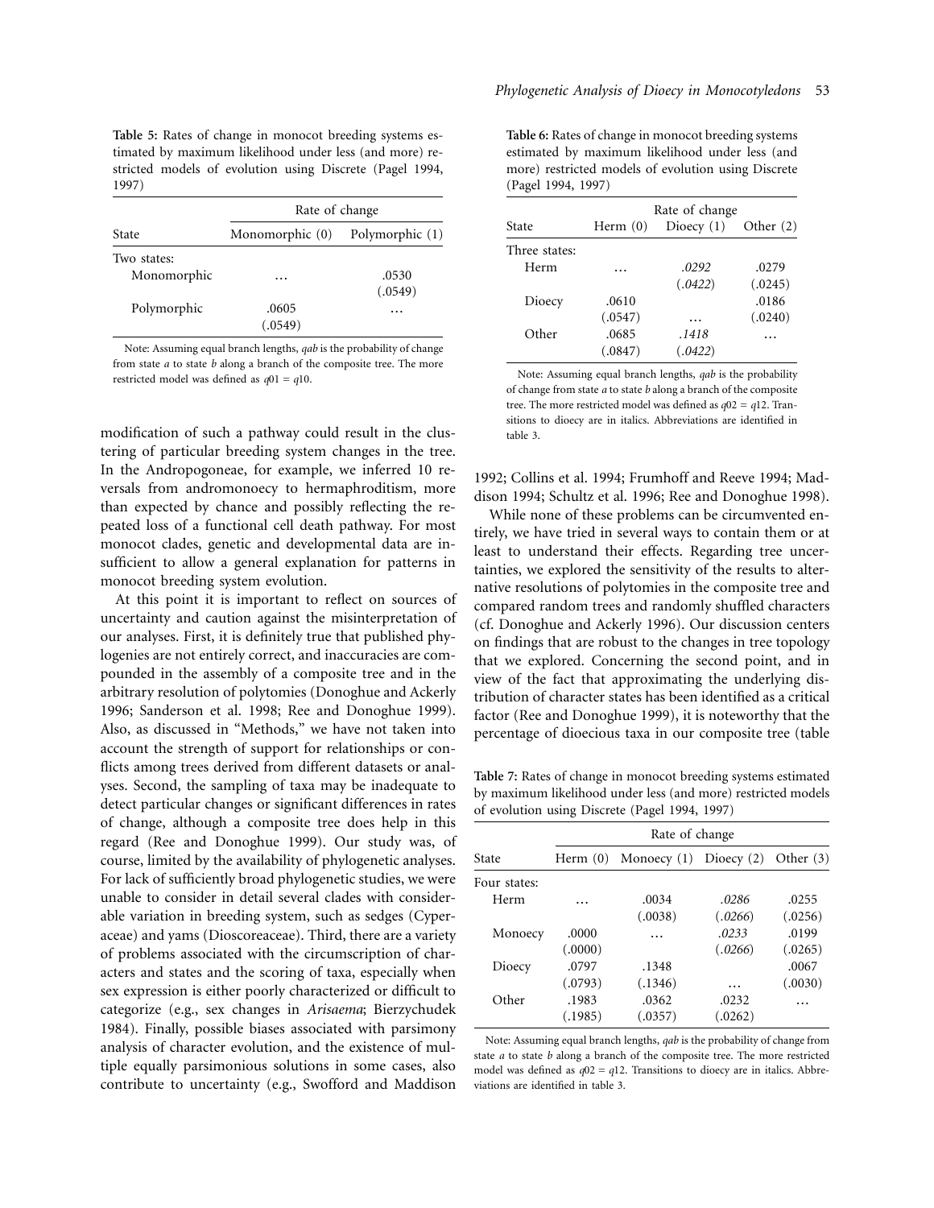**Table 5:** Rates of change in monocot breeding systems estimated by maximum likelihood under less (and more) restricted models of evolution using Discrete (Pagel 1994, 1997)

| | Rate of change | |
|---|---|---|
| State | Monomorphic (0) | Polymorphic (1) |
| Two states: | | |
| Monomorphic | … | .0530 (.0549) |
| Polymorphic | .0605 (.0549) | … |

Note: Assuming equal branch lengths, *qab* is the probability of change from state *a* to state *b* along a branch of the composite tree. The more restricted model was defined as $q01 = q10$.

**Table 6:** Rates of change in monocot breeding systems estimated by maximum likelihood under less (and more) restricted models of evolution using Discrete (Pagel 1994, 1997)

| | Rate of change | | |
|---|---|---|---|
| State | Herm (0) | Dioecy (1) | Other (2) |
| Three states: | | | |
| Herm | … | *.0292* (*.0422*) | .0279 (.0245) |
| Dioecy | .0610 (.0547) | … | .0186 (.0240) |
| Other | .0685 (.0847) | *.1418* (*.0422*) | … |

Note: Assuming equal branch lengths, *qab* is the probability of change from state *a* to state *b* along a branch of the composite tree. The more restricted model was defined as $q02 = q12$. Transitions to dioecy are in italics. Abbreviations are identified in table 3.

**Table 7:** Rates of change in monocot breeding systems estimated by maximum likelihood under less (and more) restricted models of evolution using Discrete (Pagel 1994, 1997)

| | Rate of change | | | |
|---|---|---|---|---|
| State | Herm (0) | Monoecy (1) | Dioecy (2) | Other (3) |
| Four states: | | | | |
| Herm | … | .0034 (.0038) | *.0286* (*.0266*) | .0255 (.0256) |
| Monoecy | .0000 (.0000) | … | *.0233* (*.0266*) | .0199 (.0265) |
| Dioecy | .0797 (.0793) | .1348 (.1346) | … | .0067 (.0030) |
| Other | .1983 (.1985) | .0362 (.0357) | .0232 (.0262) | … |

Note: Assuming equal branch lengths, *qab* is the probability of change from state *a* to state *b* along a branch of the composite tree. The more restricted model was defined as $q02 = q12$. Transitions to dioecy are in italics. Abbreviations are identified in table 3.

modification of such a pathway could result in the clustering of particular breeding system changes in the tree. In the Andropogoneae, for example, we inferred 10 reversals from andromonoecy to hermaphroditism, more than expected by chance and possibly reflecting the repeated loss of a functional cell death pathway. For most monocot clades, genetic and developmental data are insufficient to allow a general explanation for patterns in monocot breeding system evolution.

At this point it is important to reflect on sources of uncertainty and caution against the misinterpretation of our analyses. First, it is definitely true that published phylogenies are not entirely correct, and inaccuracies are compounded in the assembly of a composite tree and in the arbitrary resolution of polytomies (Donoghue and Ackerly 1996; Sanderson et al. 1998; Ree and Donoghue 1999). Also, as discussed in "Methods," we have not taken into account the strength of support for relationships or conflicts among trees derived from different datasets or analyses. Second, the sampling of taxa may be inadequate to detect particular changes or significant differences in rates of change, although a composite tree does help in this regard (Ree and Donoghue 1999). Our study was, of course, limited by the availability of phylogenetic analyses. For lack of sufficiently broad phylogenetic studies, we were unable to consider in detail several clades with considerable variation in breeding system, such as sedges (Cyperaceae) and yams (Dioscoreaceae). Third, there are a variety of problems associated with the circumscription of characters and states and the scoring of taxa, especially when sex expression is either poorly characterized or difficult to categorize (e.g., sex changes in *Arisaema*; Bierzychudek 1984). Finally, possible biases associated with parsimony analysis of character evolution, and the existence of multiple equally parsimonious solutions in some cases, also contribute to uncertainty (e.g., Swofford and Maddison 1992; Collins et al. 1994; Frumhoff and Reeve 1994; Maddison 1994; Schultz et al. 1996; Ree and Donoghue 1998).

While none of these problems can be circumvented entirely, we have tried in several ways to contain them or at least to understand their effects. Regarding tree uncertainties, we explored the sensitivity of the results to alternative resolutions of polytomies in the composite tree and compared random trees and randomly shuffled characters (cf. Donoghue and Ackerly 1996). Our discussion centers on findings that are robust to the changes in tree topology that we explored. Concerning the second point, and in view of the fact that approximating the underlying distribution of character states has been identified as a critical factor (Ree and Donoghue 1999), it is noteworthy that the percentage of dioecious taxa in our composite tree (table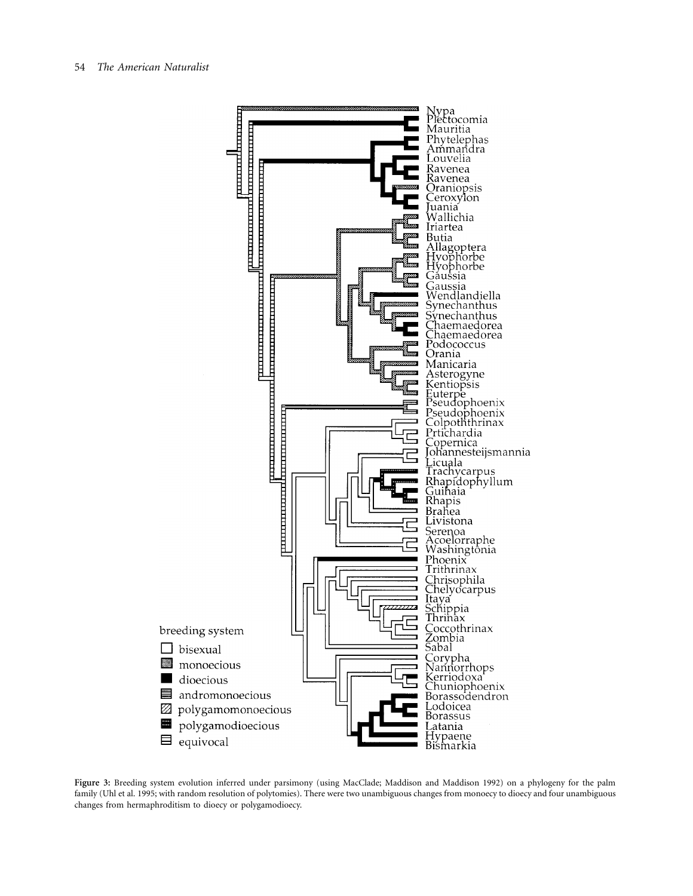Nypa
Plectocomia
Mauritia
Phytelephas
Ammandra
Louvelia
Ravenea
Ravenea
Oraniopsis
Ceroxylon
Juania
Wallichia
Iriartea
Butia
Allagoptera
Hyophorbe
Hyophorbe
Gaussia
Gaussia
Wendlandiella
Synechanthus
Synechanthus
Chaemaedorea
Chaemaedorea
Podococcus
Orania
Manicaria
Asterogyne
Kentiopsis
Euterpe
Pseudophoenix
Pseudophoenix
Colpoththrinax
Prtichardia
Copernica
Johannesteijsmannia
Licuala
Trachycarpus
Rhapidophyllum
Guihaia
Rhapis
Brahea
Livistona
Serenoa
Acoelorraphe
Washingtonia
Phoenix
Trithrinax
Chrisophila
Chelyocarpus
Itaya
Schippia
Thrinax
Coccothrinax
Zombia
Sabal
Corypha
Nannorrhops
Kerriodoxa
Chuniophoenix
Borassodendron
Lodoicea
Borassus
Latania
Hypaene
Bismarkia

breeding system
- bisexual
- monoecious
- dioecious
- andromonoecious
- polygamomonoecious
- polygamodioecious
- equivocal

**Figure 3:** Breeding system evolution inferred under parsimony (using MacClade; Maddison and Maddison 1992) on a phylogeny for the palm family (Uhl et al. 1995; with random resolution of polytomies). There were two unambiguous changes from monoecy to dioecy and four unambiguous changes from hermaphroditism to dioecy or polygamodioecy.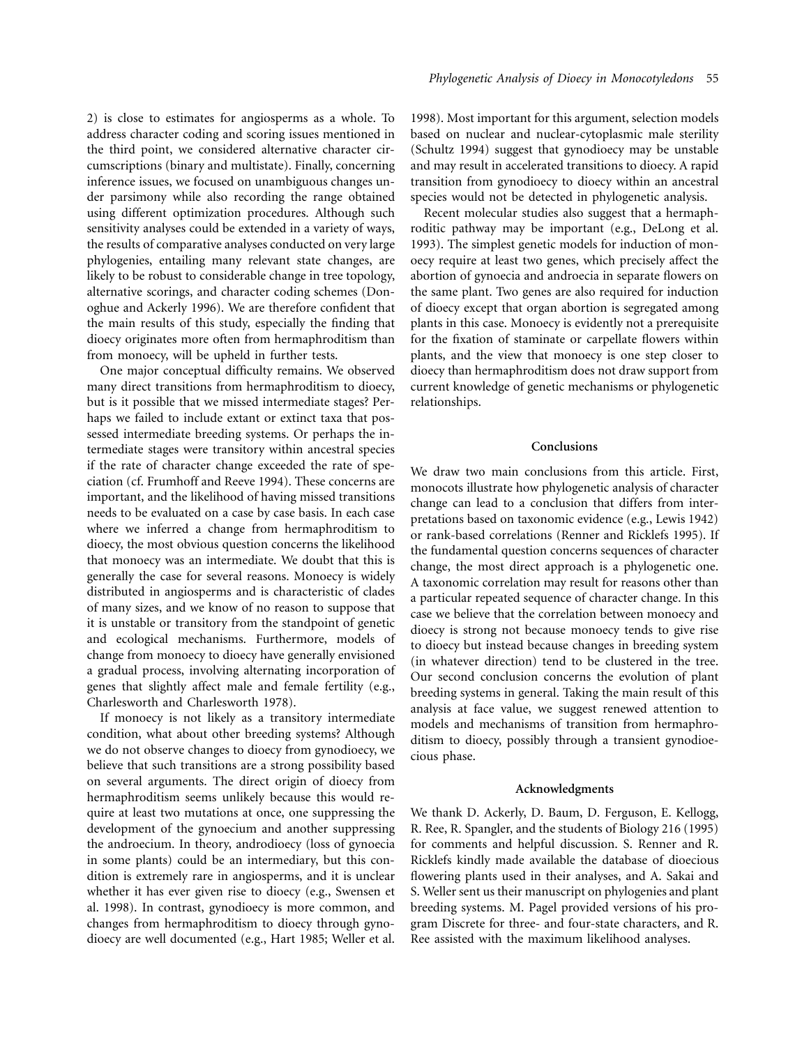2) is close to estimates for angiosperms as a whole. To address character coding and scoring issues mentioned in the third point, we considered alternative character circumscriptions (binary and multistate). Finally, concerning inference issues, we focused on unambiguous changes under parsimony while also recording the range obtained using different optimization procedures. Although such sensitivity analyses could be extended in a variety of ways, the results of comparative analyses conducted on very large phylogenies, entailing many relevant state changes, are likely to be robust to considerable change in tree topology, alternative scorings, and character coding schemes (Donoghue and Ackerly 1996). We are therefore confident that the main results of this study, especially the finding that dioecy originates more often from hermaphroditism than from monoecy, will be upheld in further tests.

One major conceptual difficulty remains. We observed many direct transitions from hermaphroditism to dioecy, but is it possible that we missed intermediate stages? Perhaps we failed to include extant or extinct taxa that possessed intermediate breeding systems. Or perhaps the intermediate stages were transitory within ancestral species if the rate of character change exceeded the rate of speciation (cf. Frumhoff and Reeve 1994). These concerns are important, and the likelihood of having missed transitions needs to be evaluated on a case by case basis. In each case where we inferred a change from hermaphroditism to dioecy, the most obvious question concerns the likelihood that monoecy was an intermediate. We doubt that this is generally the case for several reasons. Monoecy is widely distributed in angiosperms and is characteristic of clades of many sizes, and we know of no reason to suppose that it is unstable or transitory from the standpoint of genetic and ecological mechanisms. Furthermore, models of change from monoecy to dioecy have generally envisioned a gradual process, involving alternating incorporation of genes that slightly affect male and female fertility (e.g., Charlesworth and Charlesworth 1978).

If monoecy is not likely as a transitory intermediate condition, what about other breeding systems? Although we do not observe changes to dioecy from gynodioecy, we believe that such transitions are a strong possibility based on several arguments. The direct origin of dioecy from hermaphroditism seems unlikely because this would require at least two mutations at once, one suppressing the development of the gynoecium and another suppressing the androecium. In theory, androdioecy (loss of gynoecia in some plants) could be an intermediary, but this condition is extremely rare in angiosperms, and it is unclear whether it has ever given rise to dioecy (e.g., Swensen et al. 1998). In contrast, gynodioecy is more common, and changes from hermaphroditism to dioecy through gynodioecy are well documented (e.g., Hart 1985; Weller et al. 1998). Most important for this argument, selection models based on nuclear and nuclear-cytoplasmic male sterility (Schultz 1994) suggest that gynodioecy may be unstable and may result in accelerated transitions to dioecy. A rapid transition from gynodioecy to dioecy within an ancestral species would not be detected in phylogenetic analysis.

Recent molecular studies also suggest that a hermaphroditic pathway may be important (e.g., DeLong et al. 1993). The simplest genetic models for induction of monoecy require at least two genes, which precisely affect the abortion of gynoecia and androecia in separate flowers on the same plant. Two genes are also required for induction of dioecy except that organ abortion is segregated among plants in this case. Monoecy is evidently not a prerequisite for the fixation of staminate or carpellate flowers within plants, and the view that monoecy is one step closer to dioecy than hermaphroditism does not draw support from current knowledge of genetic mechanisms or phylogenetic relationships.

## Conclusions

We draw two main conclusions from this article. First, monocots illustrate how phylogenetic analysis of character change can lead to a conclusion that differs from interpretations based on taxonomic evidence (e.g., Lewis 1942) or rank-based correlations (Renner and Ricklefs 1995). If the fundamental question concerns sequences of character change, the most direct approach is a phylogenetic one. A taxonomic correlation may result for reasons other than a particular repeated sequence of character change. In this case we believe that the correlation between monoecy and dioecy is strong not because monoecy tends to give rise to dioecy but instead because changes in breeding system (in whatever direction) tend to be clustered in the tree. Our second conclusion concerns the evolution of plant breeding systems in general. Taking the main result of this analysis at face value, we suggest renewed attention to models and mechanisms of transition from hermaphroditism to dioecy, possibly through a transient gynodioecious phase.

## Acknowledgments

We thank D. Ackerly, D. Baum, D. Ferguson, E. Kellogg, R. Ree, R. Spangler, and the students of Biology 216 (1995) for comments and helpful discussion. S. Renner and R. Ricklefs kindly made available the database of dioecious flowering plants used in their analyses, and A. Sakai and S. Weller sent us their manuscript on phylogenies and plant breeding systems. M. Pagel provided versions of his program Discrete for three- and four-state characters, and R. Ree assisted with the maximum likelihood analyses.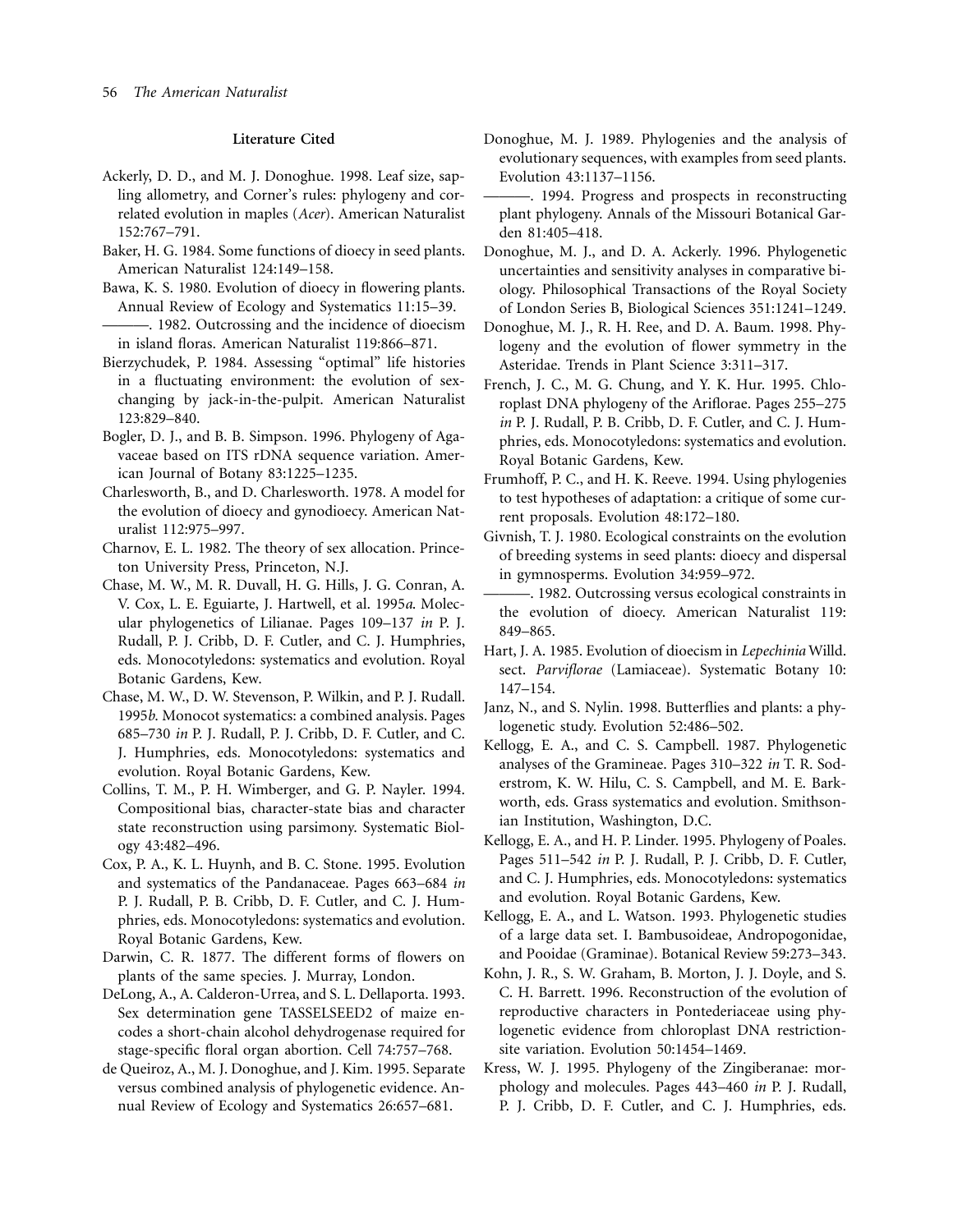## Literature Cited

Ackerly, D. D., and M. J. Donoghue. 1998. Leaf size, sapling allometry, and Corner's rules: phylogeny and correlated evolution in maples (*Acer*). American Naturalist 152:767–791.

Baker, H. G. 1984. Some functions of dioecy in seed plants. American Naturalist 124:149–158.

Bawa, K. S. 1980. Evolution of dioecy in flowering plants. Annual Review of Ecology and Systematics 11:15–39.

———. 1982. Outcrossing and the incidence of dioecism in island floras. American Naturalist 119:866–871.

Bierzychudek, P. 1984. Assessing "optimal" life histories in a fluctuating environment: the evolution of sex-changing by jack-in-the-pulpit. American Naturalist 123:829–840.

Bogler, D. J., and B. B. Simpson. 1996. Phylogeny of Agavaceae based on ITS rDNA sequence variation. American Journal of Botany 83:1225–1235.

Charlesworth, B., and D. Charlesworth. 1978. A model for the evolution of dioecy and gynodioecy. American Naturalist 112:975–997.

Charnov, E. L. 1982. The theory of sex allocation. Princeton University Press, Princeton, N.J.

Chase, M. W., M. R. Duvall, H. G. Hills, J. G. Conran, A. V. Cox, L. E. Eguiarte, J. Hartwell, et al. 1995*a*. Molecular phylogenetics of Lilianae. Pages 109–137 *in* P. J. Rudall, P. J. Cribb, D. F. Cutler, and C. J. Humphries, eds. Monocotyledons: systematics and evolution. Royal Botanic Gardens, Kew.

Chase, M. W., D. W. Stevenson, P. Wilkin, and P. J. Rudall. 1995*b*. Monocot systematics: a combined analysis. Pages 685–730 *in* P. J. Rudall, P. J. Cribb, D. F. Cutler, and C. J. Humphries, eds. Monocotyledons: systematics and evolution. Royal Botanic Gardens, Kew.

Collins, T. M., P. H. Wimberger, and G. P. Nayler. 1994. Compositional bias, character-state bias and character state reconstruction using parsimony. Systematic Biology 43:482–496.

Cox, P. A., K. L. Huynh, and B. C. Stone. 1995. Evolution and systematics of the Pandanaceae. Pages 663–684 *in* P. J. Rudall, P. B. Cribb, D. F. Cutler, and C. J. Humphries, eds. Monocotyledons: systematics and evolution. Royal Botanic Gardens, Kew.

Darwin, C. R. 1877. The different forms of flowers on plants of the same species. J. Murray, London.

DeLong, A., A. Calderon-Urrea, and S. L. Dellaporta. 1993. Sex determination gene TASSELSEED2 of maize encodes a short-chain alcohol dehydrogenase required for stage-specific floral organ abortion. Cell 74:757–768.

de Queiroz, A., M. J. Donoghue, and J. Kim. 1995. Separate versus combined analysis of phylogenetic evidence. Annual Review of Ecology and Systematics 26:657–681.

Donoghue, M. J. 1989. Phylogenies and the analysis of evolutionary sequences, with examples from seed plants. Evolution 43:1137–1156.

———. 1994. Progress and prospects in reconstructing plant phylogeny. Annals of the Missouri Botanical Garden 81:405–418.

Donoghue, M. J., and D. A. Ackerly. 1996. Phylogenetic uncertainties and sensitivity analyses in comparative biology. Philosophical Transactions of the Royal Society of London Series B, Biological Sciences 351:1241–1249.

Donoghue, M. J., R. H. Ree, and D. A. Baum. 1998. Phylogeny and the evolution of flower symmetry in the Asteridae. Trends in Plant Science 3:311–317.

French, J. C., M. G. Chung, and Y. K. Hur. 1995. Chloroplast DNA phylogeny of the Ariflorae. Pages 255–275 *in* P. J. Rudall, P. B. Cribb, D. F. Cutler, and C. J. Humphries, eds. Monocotyledons: systematics and evolution. Royal Botanic Gardens, Kew.

Frumhoff, P. C., and H. K. Reeve. 1994. Using phylogenies to test hypotheses of adaptation: a critique of some current proposals. Evolution 48:172–180.

Givnish, T. J. 1980. Ecological constraints on the evolution of breeding systems in seed plants: dioecy and dispersal in gymnosperms. Evolution 34:959–972.

———. 1982. Outcrossing versus ecological constraints in the evolution of dioecy. American Naturalist 119: 849–865.

Hart, J. A. 1985. Evolution of dioecism in *Lepechinia* Willd. sect. *Parviflorae* (Lamiaceae). Systematic Botany 10: 147–154.

Janz, N., and S. Nylin. 1998. Butterflies and plants: a phylogenetic study. Evolution 52:486–502.

Kellogg, E. A., and C. S. Campbell. 1987. Phylogenetic analyses of the Gramineae. Pages 310–322 *in* T. R. Soderstrom, K. W. Hilu, C. S. Campbell, and M. E. Barkworth, eds. Grass systematics and evolution. Smithsonian Institution, Washington, D.C.

Kellogg, E. A., and H. P. Linder. 1995. Phylogeny of Poales. Pages 511–542 *in* P. J. Rudall, P. J. Cribb, D. F. Cutler, and C. J. Humphries, eds. Monocotyledons: systematics and evolution. Royal Botanic Gardens, Kew.

Kellogg, E. A., and L. Watson. 1993. Phylogenetic studies of a large data set. I. Bambusoideae, Andropogonidae, and Pooidae (Graminae). Botanical Review 59:273–343.

Kohn, J. R., S. W. Graham, B. Morton, J. J. Doyle, and S. C. H. Barrett. 1996. Reconstruction of the evolution of reproductive characters in Pontederiaceae using phylogenetic evidence from chloroplast DNA restriction-site variation. Evolution 50:1454–1469.

Kress, W. J. 1995. Phylogeny of the Zingiberanae: morphology and molecules. Pages 443–460 *in* P. J. Rudall, P. J. Cribb, D. F. Cutler, and C. J. Humphries, eds.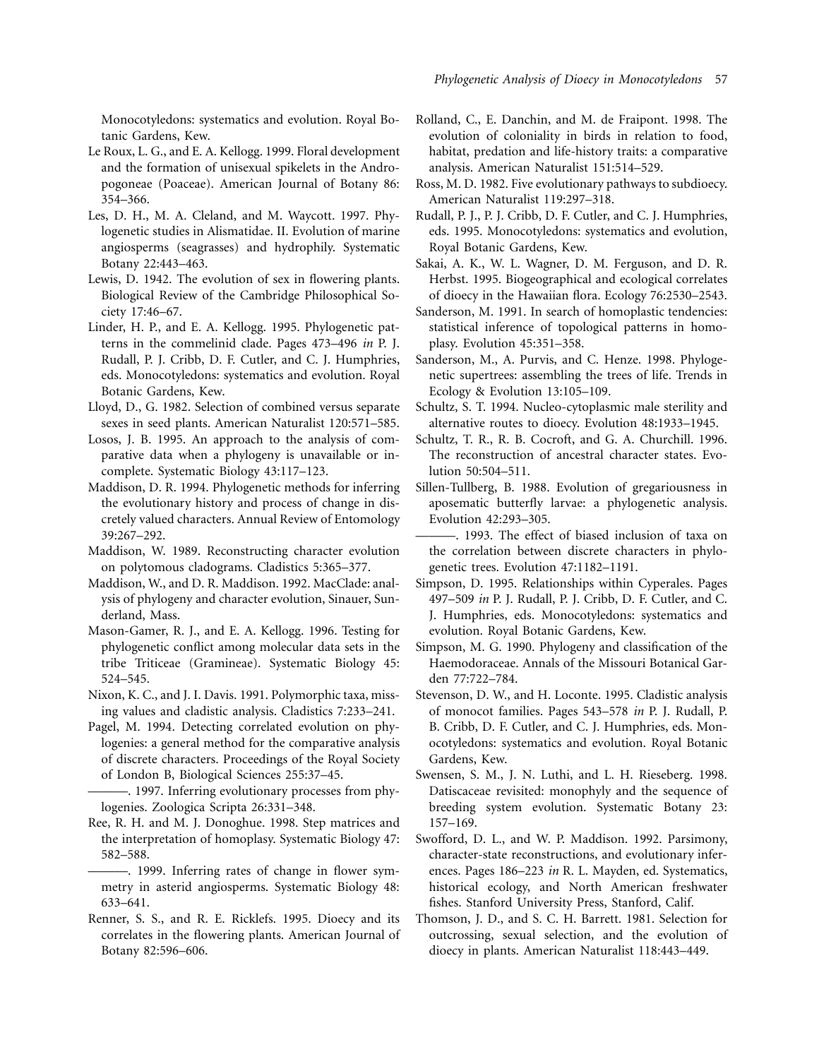Monocotyledons: systematics and evolution. Royal Botanic Gardens, Kew.

Le Roux, L. G., and E. A. Kellogg. 1999. Floral development and the formation of unisexual spikelets in the Andropogoneae (Poaceae). American Journal of Botany 86: 354–366.

Les, D. H., M. A. Cleland, and M. Waycott. 1997. Phylogenetic studies in Alismatidae. II. Evolution of marine angiosperms (seagrasses) and hydrophily. Systematic Botany 22:443–463.

Lewis, D. 1942. The evolution of sex in flowering plants. Biological Review of the Cambridge Philosophical Society 17:46–67.

Linder, H. P., and E. A. Kellogg. 1995. Phylogenetic patterns in the commelinid clade. Pages 473–496 *in* P. J. Rudall, P. J. Cribb, D. F. Cutler, and C. J. Humphries, eds. Monocotyledons: systematics and evolution. Royal Botanic Gardens, Kew.

Lloyd, D., G. 1982. Selection of combined versus separate sexes in seed plants. American Naturalist 120:571–585.

Losos, J. B. 1995. An approach to the analysis of comparative data when a phylogeny is unavailable or incomplete. Systematic Biology 43:117–123.

Maddison, D. R. 1994. Phylogenetic methods for inferring the evolutionary history and process of change in discretely valued characters. Annual Review of Entomology 39:267–292.

Maddison, W. 1989. Reconstructing character evolution on polytomous cladograms. Cladistics 5:365–377.

Maddison, W., and D. R. Maddison. 1992. MacClade: analysis of phylogeny and character evolution, Sinauer, Sunderland, Mass.

Mason-Gamer, R. J., and E. A. Kellogg. 1996. Testing for phylogenetic conflict among molecular data sets in the tribe Triticeae (Gramineae). Systematic Biology 45: 524–545.

Nixon, K. C., and J. I. Davis. 1991. Polymorphic taxa, missing values and cladistic analysis. Cladistics 7:233–241.

Pagel, M. 1994. Detecting correlated evolution on phylogenies: a general method for the comparative analysis of discrete characters. Proceedings of the Royal Society of London B, Biological Sciences 255:37–45.

———. 1997. Inferring evolutionary processes from phylogenies. Zoologica Scripta 26:331–348.

Ree, R. H. and M. J. Donoghue. 1998. Step matrices and the interpretation of homoplasy. Systematic Biology 47: 582–588.

———. 1999. Inferring rates of change in flower symmetry in asterid angiosperms. Systematic Biology 48: 633–641.

Renner, S. S., and R. E. Ricklefs. 1995. Dioecy and its correlates in the flowering plants. American Journal of Botany 82:596–606.

Rolland, C., E. Danchin, and M. de Fraipont. 1998. The evolution of coloniality in birds in relation to food, habitat, predation and life-history traits: a comparative analysis. American Naturalist 151:514–529.

Ross, M. D. 1982. Five evolutionary pathways to subdioecy. American Naturalist 119:297–318.

Rudall, P. J., P. J. Cribb, D. F. Cutler, and C. J. Humphries, eds. 1995. Monocotyledons: systematics and evolution, Royal Botanic Gardens, Kew.

Sakai, A. K., W. L. Wagner, D. M. Ferguson, and D. R. Herbst. 1995. Biogeographical and ecological correlates of dioecy in the Hawaiian flora. Ecology 76:2530–2543.

Sanderson, M. 1991. In search of homoplastic tendencies: statistical inference of topological patterns in homoplasy. Evolution 45:351–358.

Sanderson, M., A. Purvis, and C. Henze. 1998. Phylogenetic supertrees: assembling the trees of life. Trends in Ecology & Evolution 13:105–109.

Schultz, S. T. 1994. Nucleo-cytoplasmic male sterility and alternative routes to dioecy. Evolution 48:1933–1945.

Schultz, T. R., R. B. Cocroft, and G. A. Churchill. 1996. The reconstruction of ancestral character states. Evolution 50:504–511.

Sillen-Tullberg, B. 1988. Evolution of gregariousness in aposematic butterfly larvae: a phylogenetic analysis. Evolution 42:293–305.

———. 1993. The effect of biased inclusion of taxa on the correlation between discrete characters in phylogenetic trees. Evolution 47:1182–1191.

Simpson, D. 1995. Relationships within Cyperales. Pages 497–509 *in* P. J. Rudall, P. J. Cribb, D. F. Cutler, and C. J. Humphries, eds. Monocotyledons: systematics and evolution. Royal Botanic Gardens, Kew.

Simpson, M. G. 1990. Phylogeny and classification of the Haemodoraceae. Annals of the Missouri Botanical Garden 77:722–784.

Stevenson, D. W., and H. Loconte. 1995. Cladistic analysis of monocot families. Pages 543–578 *in* P. J. Rudall, P. B. Cribb, D. F. Cutler, and C. J. Humphries, eds. Monocotyledons: systematics and evolution. Royal Botanic Gardens, Kew.

Swensen, S. M., J. N. Luthi, and L. H. Rieseberg. 1998. Datiscaceae revisited: monophyly and the sequence of breeding system evolution. Systematic Botany 23: 157–169.

Swofford, D. L., and W. P. Maddison. 1992. Parsimony, character-state reconstructions, and evolutionary inferences. Pages 186–223 *in* R. L. Mayden, ed. Systematics, historical ecology, and North American freshwater fishes. Stanford University Press, Stanford, Calif.

Thomson, J. D., and S. C. H. Barrett. 1981. Selection for outcrossing, sexual selection, and the evolution of dioecy in plants. American Naturalist 118:443–449.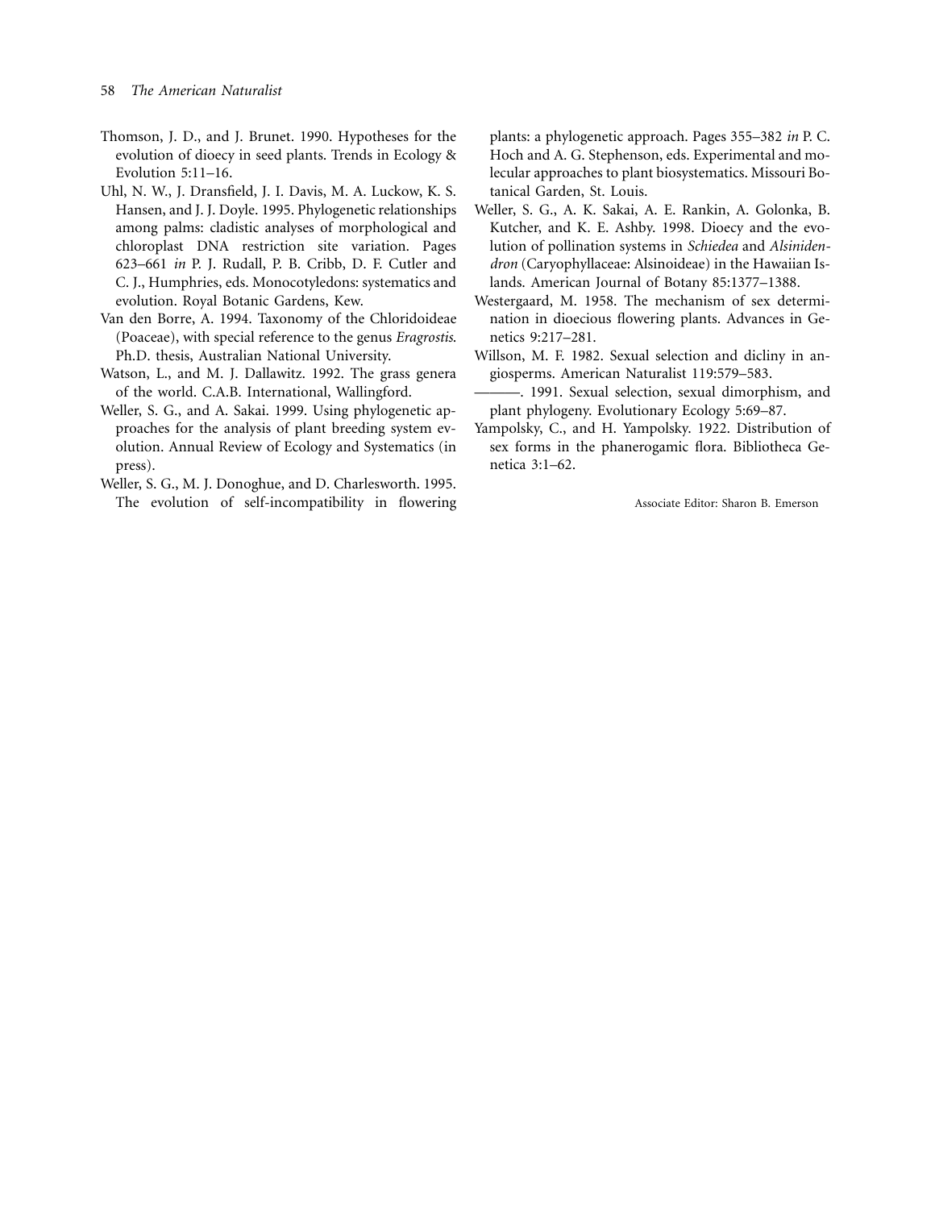Thomson, J. D., and J. Brunet. 1990. Hypotheses for the evolution of dioecy in seed plants. Trends in Ecology & Evolution 5:11–16.

Uhl, N. W., J. Dransfield, J. I. Davis, M. A. Luckow, K. S. Hansen, and J. J. Doyle. 1995. Phylogenetic relationships among palms: cladistic analyses of morphological and chloroplast DNA restriction site variation. Pages 623–661 *in* P. J. Rudall, P. B. Cribb, D. F. Cutler and C. J., Humphries, eds. Monocotyledons: systematics and evolution. Royal Botanic Gardens, Kew.

Van den Borre, A. 1994. Taxonomy of the Chloridoideae (Poaceae), with special reference to the genus *Eragrostis*. Ph.D. thesis, Australian National University.

Watson, L., and M. J. Dallawitz. 1992. The grass genera of the world. C.A.B. International, Wallingford.

Weller, S. G., and A. Sakai. 1999. Using phylogenetic approaches for the analysis of plant breeding system evolution. Annual Review of Ecology and Systematics (in press).

Weller, S. G., M. J. Donoghue, and D. Charlesworth. 1995. The evolution of self-incompatibility in flowering plants: a phylogenetic approach. Pages 355–382 *in* P. C. Hoch and A. G. Stephenson, eds. Experimental and molecular approaches to plant biosystematics. Missouri Botanical Garden, St. Louis.

Weller, S. G., A. K. Sakai, A. E. Rankin, A. Golonka, B. Kutcher, and K. E. Ashby. 1998. Dioecy and the evolution of pollination systems in *Schiedea* and *Alsinidendron* (Caryophyllaceae: Alsinoideae) in the Hawaiian Islands. American Journal of Botany 85:1377–1388.

Westergaard, M. 1958. The mechanism of sex determination in dioecious flowering plants. Advances in Genetics 9:217–281.

Willson, M. F. 1982. Sexual selection and dicliny in angiosperms. American Naturalist 119:579–583.

———. 1991. Sexual selection, sexual dimorphism, and plant phylogeny. Evolutionary Ecology 5:69–87.

Yampolsky, C., and H. Yampolsky. 1922. Distribution of sex forms in the phanerogamic flora. Bibliotheca Genetica 3:1–62.

Associate Editor: Sharon B. Emerson